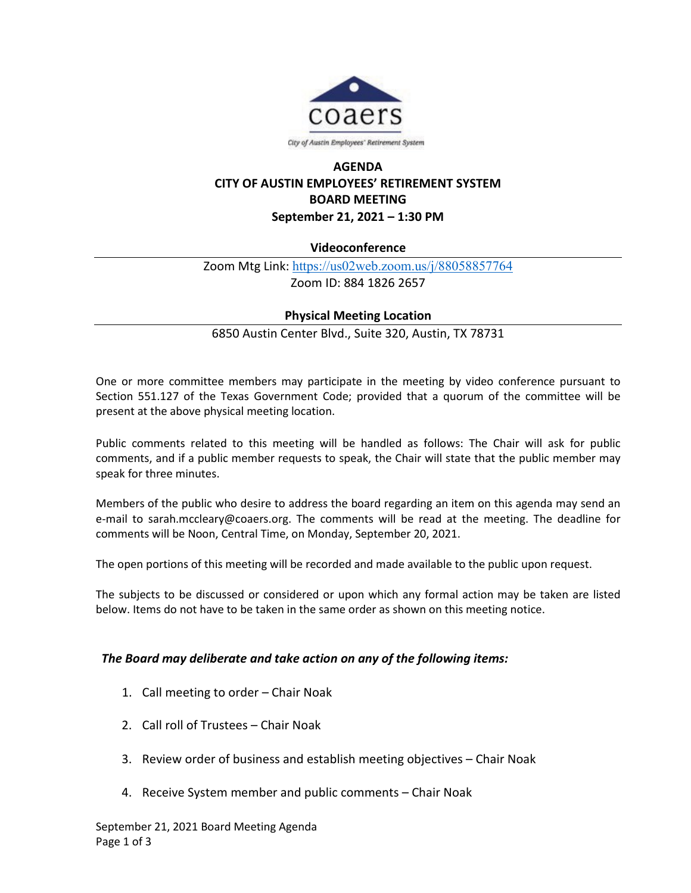coaers

City of Austin Employees' Retirement System

# AGENDA
# CITY OF AUSTIN EMPLOYEES' RETIREMENT SYSTEM
# BOARD MEETING
## September 21, 2021 – 1:30 PM

### Videoconference

Zoom Mtg Link: https://us02web.zoom.us/j/88058857764

Zoom ID: 884 1826 2657

### Physical Meeting Location

6850 Austin Center Blvd., Suite 320, Austin, TX 78731

One or more committee members may participate in the meeting by video conference pursuant to Section 551.127 of the Texas Government Code; provided that a quorum of the committee will be present at the above physical meeting location.

Public comments related to this meeting will be handled as follows: The Chair will ask for public comments, and if a public member requests to speak, the Chair will state that the public member may speak for three minutes.

Members of the public who desire to address the board regarding an item on this agenda may send an e-mail to sarah.mccleary@coaers.org. The comments will be read at the meeting. The deadline for comments will be Noon, Central Time, on Monday, September 20, 2021.

The open portions of this meeting will be recorded and made available to the public upon request.

The subjects to be discussed or considered or upon which any formal action may be taken are listed below. Items do not have to be taken in the same order as shown on this meeting notice.

***The Board may deliberate and take action on any of the following items:***

1. Call meeting to order – Chair Noak
2. Call roll of Trustees – Chair Noak
3. Review order of business and establish meeting objectives – Chair Noak
4. Receive System member and public comments – Chair Noak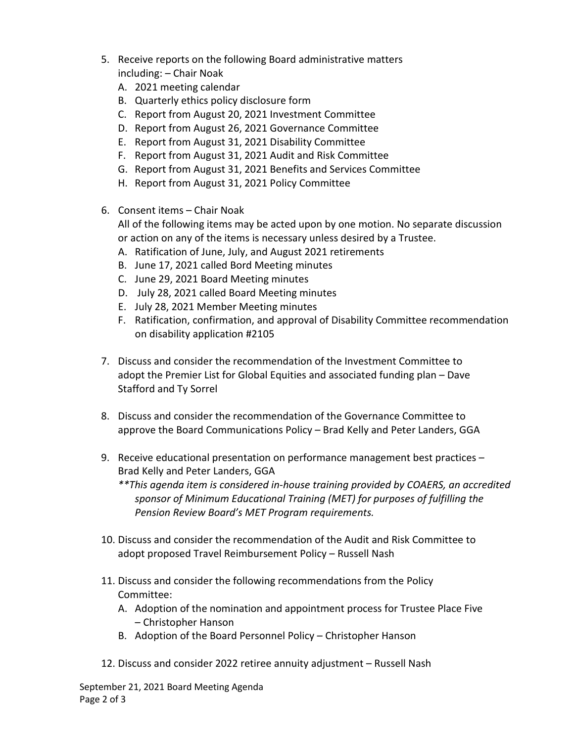5. Receive reports on the following Board administrative matters including: – Chair Noak
   A. 2021 meeting calendar
   B. Quarterly ethics policy disclosure form
   C. Report from August 20, 2021 Investment Committee
   D. Report from August 26, 2021 Governance Committee
   E. Report from August 31, 2021 Disability Committee
   F. Report from August 31, 2021 Audit and Risk Committee
   G. Report from August 31, 2021 Benefits and Services Committee
   H. Report from August 31, 2021 Policy Committee

6. Consent items – Chair Noak
   All of the following items may be acted upon by one motion. No separate discussion or action on any of the items is necessary unless desired by a Trustee.
   A. Ratification of June, July, and August 2021 retirements
   B. June 17, 2021 called Bord Meeting minutes
   C. June 29, 2021 Board Meeting minutes
   D. July 28, 2021 called Board Meeting minutes
   E. July 28, 2021 Member Meeting minutes
   F. Ratification, confirmation, and approval of Disability Committee recommendation on disability application #2105

7. Discuss and consider the recommendation of the Investment Committee to adopt the Premier List for Global Equities and associated funding plan – Dave Stafford and Ty Sorrel

8. Discuss and consider the recommendation of the Governance Committee to approve the Board Communications Policy – Brad Kelly and Peter Landers, GGA

9. Receive educational presentation on performance management best practices – Brad Kelly and Peter Landers, GGA
   *\*\*This agenda item is considered in-house training provided by COAERS, an accredited sponsor of Minimum Educational Training (MET) for purposes of fulfilling the Pension Review Board's MET Program requirements.*

10. Discuss and consider the recommendation of the Audit and Risk Committee to adopt proposed Travel Reimbursement Policy – Russell Nash

11. Discuss and consider the following recommendations from the Policy Committee:
    A. Adoption of the nomination and appointment process for Trustee Place Five – Christopher Hanson
    B. Adoption of the Board Personnel Policy – Christopher Hanson

12. Discuss and consider 2022 retiree annuity adjustment – Russell Nash

September 21, 2021 Board Meeting Agenda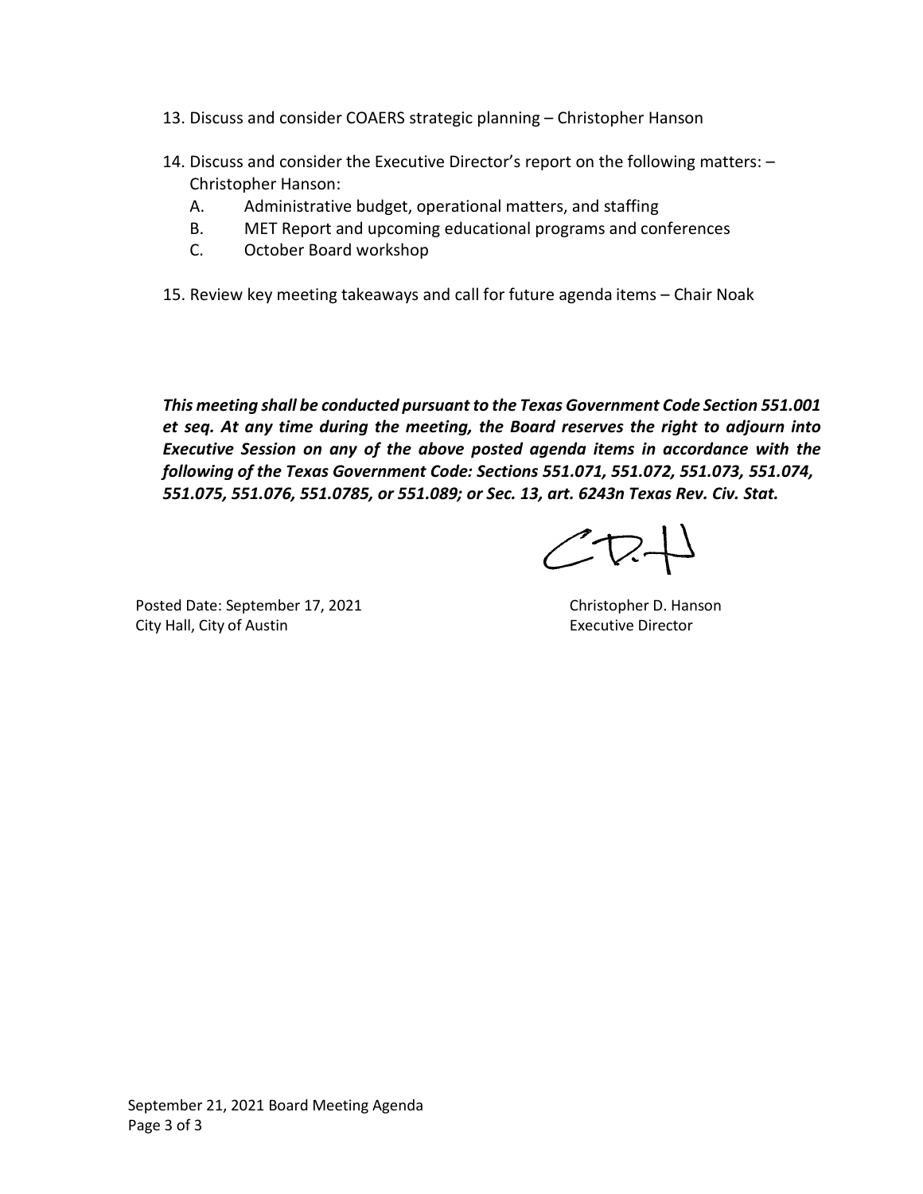13. Discuss and consider COAERS strategic planning – Christopher Hanson

14. Discuss and consider the Executive Director's report on the following matters: – Christopher Hanson:
    A. Administrative budget, operational matters, and staffing
    B. MET Report and upcoming educational programs and conferences
    C. October Board workshop

15. Review key meeting takeaways and call for future agenda items – Chair Noak

***This meeting shall be conducted pursuant to the Texas Government Code Section 551.001 et seq. At any time during the meeting, the Board reserves the right to adjourn into Executive Session on any of the above posted agenda items in accordance with the following of the Texas Government Code: Sections 551.071, 551.072, 551.073, 551.074, 551.075, 551.076, 551.0785, or 551.089; or Sec. 13, art. 6243n Texas Rev. Civ. Stat.***

Posted Date: September 17, 2021
City Hall, City of Austin

Christopher D. Hanson
Executive Director